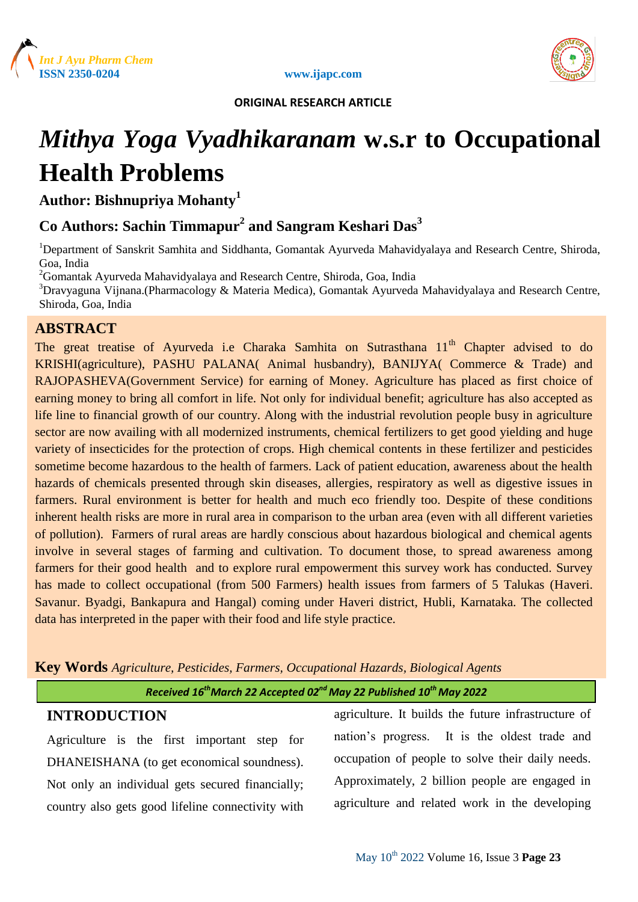ORIGINAL RESEARCH ARTICLE

# *Mithya Yoga Vyadhikaranam* w.s.r to Occupational Health Problems

**Author: Bishnupriya Mohanty[1]**

**Co Authors: Sachin Timmapur[2] and Sangram Keshari Das[3]**

[1]Department of Sanskrit Samhita and Siddhanta, Gomantak Ayurveda Mahavidyalaya and Research Centre, Shiroda, Goa, India

[2]Gomantak Ayurveda Mahavidyalaya and Research Centre, Shiroda, Goa, India

[3]Dravyaguna Vijnana.(Pharmacology & Materia Medica), Gomantak Ayurveda Mahavidyalaya and Research Centre, Shiroda, Goa, India

## ABSTRACT

The great treatise of Ayurveda i.e Charaka Samhita on Sutrasthana 11th Chapter advised to do KRISHI(agriculture), PASHU PALANA( Animal husbandry), BANIJYA( Commerce & Trade) and RAJOPASHEVA(Government Service) for earning of Money. Agriculture has placed as first choice of earning money to bring all comfort in life. Not only for individual benefit; agriculture has also accepted as life line to financial growth of our country. Along with the industrial revolution people busy in agriculture sector are now availing with all modernized instruments, chemical fertilizers to get good yielding and huge variety of insecticides for the protection of crops. High chemical contents in these fertilizer and pesticides sometime become hazardous to the health of farmers. Lack of patient education, awareness about the health hazards of chemicals presented through skin diseases, allergies, respiratory as well as digestive issues in farmers. Rural environment is better for health and much eco friendly too. Despite of these conditions inherent health risks are more in rural area in comparison to the urban area (even with all different varieties of pollution). Farmers of rural areas are hardly conscious about hazardous biological and chemical agents involve in several stages of farming and cultivation. To document those, to spread awareness among farmers for their good health and to explore rural empowerment this survey work has conducted. Survey has made to collect occupational (from 500 Farmers) health issues from farmers of 5 Talukas (Haveri. Savanur. Byadgi, Bankapura and Hangal) coming under Haveri district, Hubli, Karnataka. The collected data has interpreted in the paper with their food and life style practice.

**Key Words** *Agriculture, Pesticides, Farmers, Occupational Hazards, Biological Agents*

*Received 16th March 22 Accepted 02nd May 22 Published 10th May 2022*

## INTRODUCTION

Agriculture is the first important step for DHANEISHANA (to get economical soundness). Not only an individual gets secured financially; country also gets good lifeline connectivity with agriculture. It builds the future infrastructure of nation's progress. It is the oldest trade and occupation of people to solve their daily needs. Approximately, 2 billion people are engaged in agriculture and related work in the developing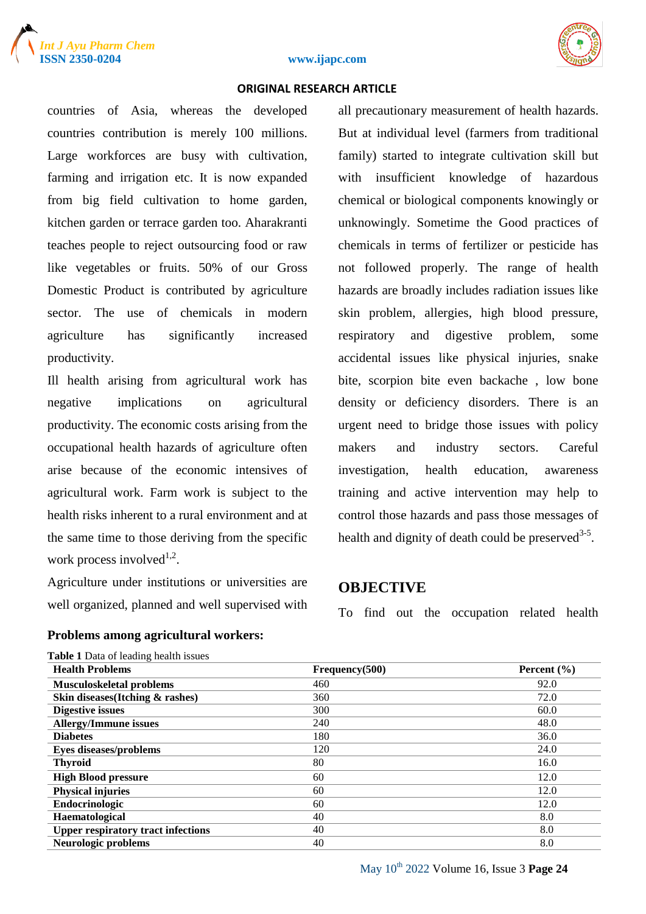countries of Asia, whereas the developed countries contribution is merely 100 millions. Large workforces are busy with cultivation, farming and irrigation etc. It is now expanded from big field cultivation to home garden, kitchen garden or terrace garden too. Aharakranti teaches people to reject outsourcing food or raw like vegetables or fruits. 50% of our Gross Domestic Product is contributed by agriculture sector. The use of chemicals in modern agriculture has significantly increased productivity.

Ill health arising from agricultural work has negative implications on agricultural productivity. The economic costs arising from the occupational health hazards of agriculture often arise because of the economic intensives of agricultural work. Farm work is subject to the health risks inherent to a rural environment and at the same time to those deriving from the specific work process involved[1,2].

Agriculture under institutions or universities are well organized, planned and well supervised with all precautionary measurement of health hazards. But at individual level (farmers from traditional family) started to integrate cultivation skill but with insufficient knowledge of hazardous chemical or biological components knowingly or unknowingly. Sometime the Good practices of chemicals in terms of fertilizer or pesticide has not followed properly. The range of health hazards are broadly includes radiation issues like skin problem, allergies, high blood pressure, respiratory and digestive problem, some accidental issues like physical injuries, snake bite, scorpion bite even backache , low bone density or deficiency disorders. There is an urgent need to bridge those issues with policy makers and industry sectors. Careful investigation, health education, awareness training and active intervention may help to control those hazards and pass those messages of health and dignity of death could be preserved[3-5].

## OBJECTIVE

To find out the occupation related health

**Problems among agricultural workers:**

**Table 1** Data of leading health issues

| Health Problems | Frequency(500) | Percent (%) |
|---|---|---|
| **Musculoskeletal problems** | 460 | 92.0 |
| **Skin diseases(Itching & rashes)** | 360 | 72.0 |
| **Digestive issues** | 300 | 60.0 |
| **Allergy/Immune issues** | 240 | 48.0 |
| **Diabetes** | 180 | 36.0 |
| **Eyes diseases/problems** | 120 | 24.0 |
| **Thyroid** | 80 | 16.0 |
| **High Blood pressure** | 60 | 12.0 |
| **Physical injuries** | 60 | 12.0 |
| **Endocrinologic** | 60 | 12.0 |
| **Haematological** | 40 | 8.0 |
| **Upper respiratory tract infections** | 40 | 8.0 |
| **Neurologic problems** | 40 | 8.0 |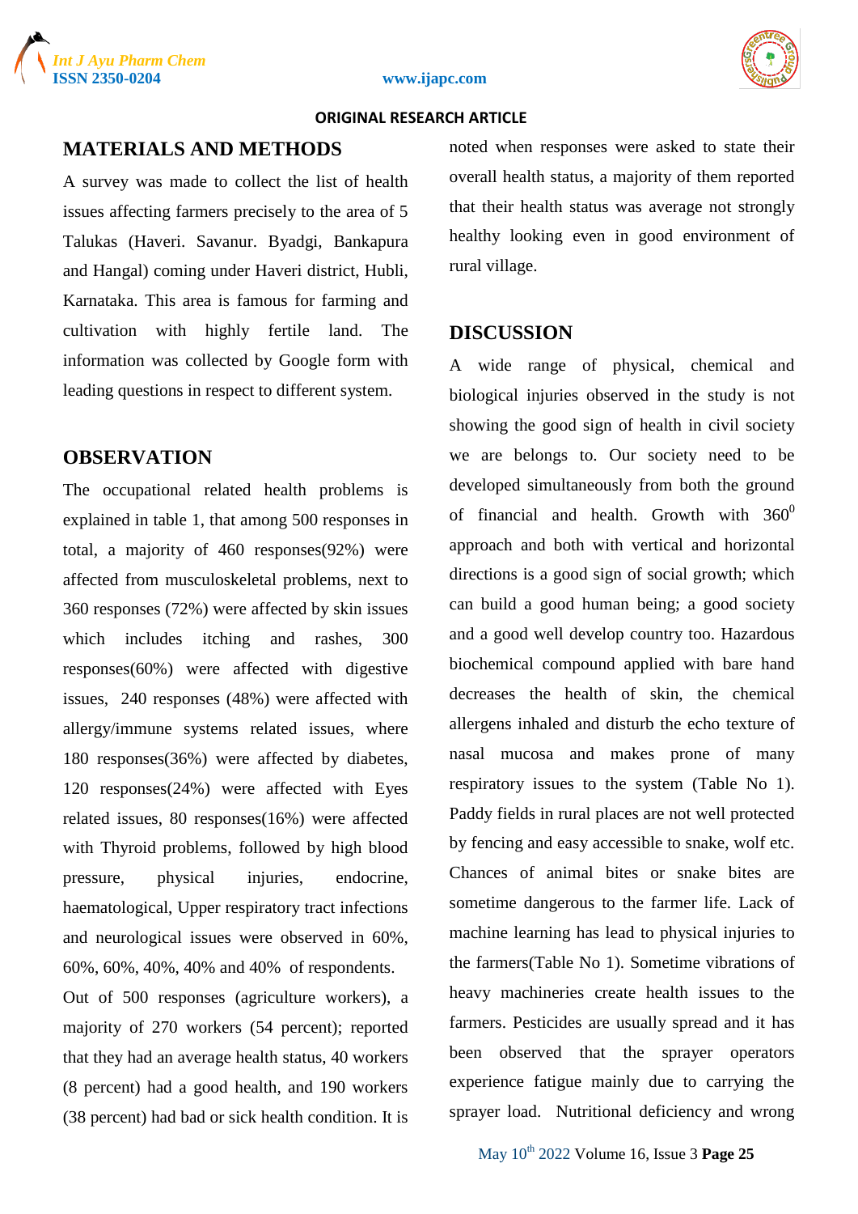## MATERIALS AND METHODS

A survey was made to collect the list of health issues affecting farmers precisely to the area of 5 Talukas (Haveri. Savanur. Byadgi, Bankapura and Hangal) coming under Haveri district, Hubli, Karnataka. This area is famous for farming and cultivation with highly fertile land. The information was collected by Google form with leading questions in respect to different system.

## OBSERVATION

The occupational related health problems is explained in table 1, that among 500 responses in total, a majority of 460 responses(92%) were affected from musculoskeletal problems, next to 360 responses (72%) were affected by skin issues which includes itching and rashes, 300 responses(60%) were affected with digestive issues, 240 responses (48%) were affected with allergy/immune systems related issues, where 180 responses(36%) were affected by diabetes, 120 responses(24%) were affected with Eyes related issues, 80 responses(16%) were affected with Thyroid problems, followed by high blood pressure, physical injuries, endocrine, haematological, Upper respiratory tract infections and neurological issues were observed in 60%, 60%, 60%, 40%, 40% and 40% of respondents.

Out of 500 responses (agriculture workers), a majority of 270 workers (54 percent); reported that they had an average health status, 40 workers (8 percent) had a good health, and 190 workers (38 percent) had bad or sick health condition. It is noted when responses were asked to state their overall health status, a majority of them reported that their health status was average not strongly healthy looking even in good environment of rural village.

## DISCUSSION

A wide range of physical, chemical and biological injuries observed in the study is not showing the good sign of health in civil society we are belongs to. Our society need to be developed simultaneously from both the ground of financial and health. Growth with $360^0$ approach and both with vertical and horizontal directions is a good sign of social growth; which can build a good human being; a good society and a good well develop country too. Hazardous biochemical compound applied with bare hand decreases the health of skin, the chemical allergens inhaled and disturb the echo texture of nasal mucosa and makes prone of many respiratory issues to the system (Table No 1). Paddy fields in rural places are not well protected by fencing and easy accessible to snake, wolf etc. Chances of animal bites or snake bites are sometime dangerous to the farmer life. Lack of machine learning has lead to physical injuries to the farmers(Table No 1). Sometime vibrations of heavy machineries create health issues to the farmers. Pesticides are usually spread and it has been observed that the sprayer operators experience fatigue mainly due to carrying the sprayer load. Nutritional deficiency and wrong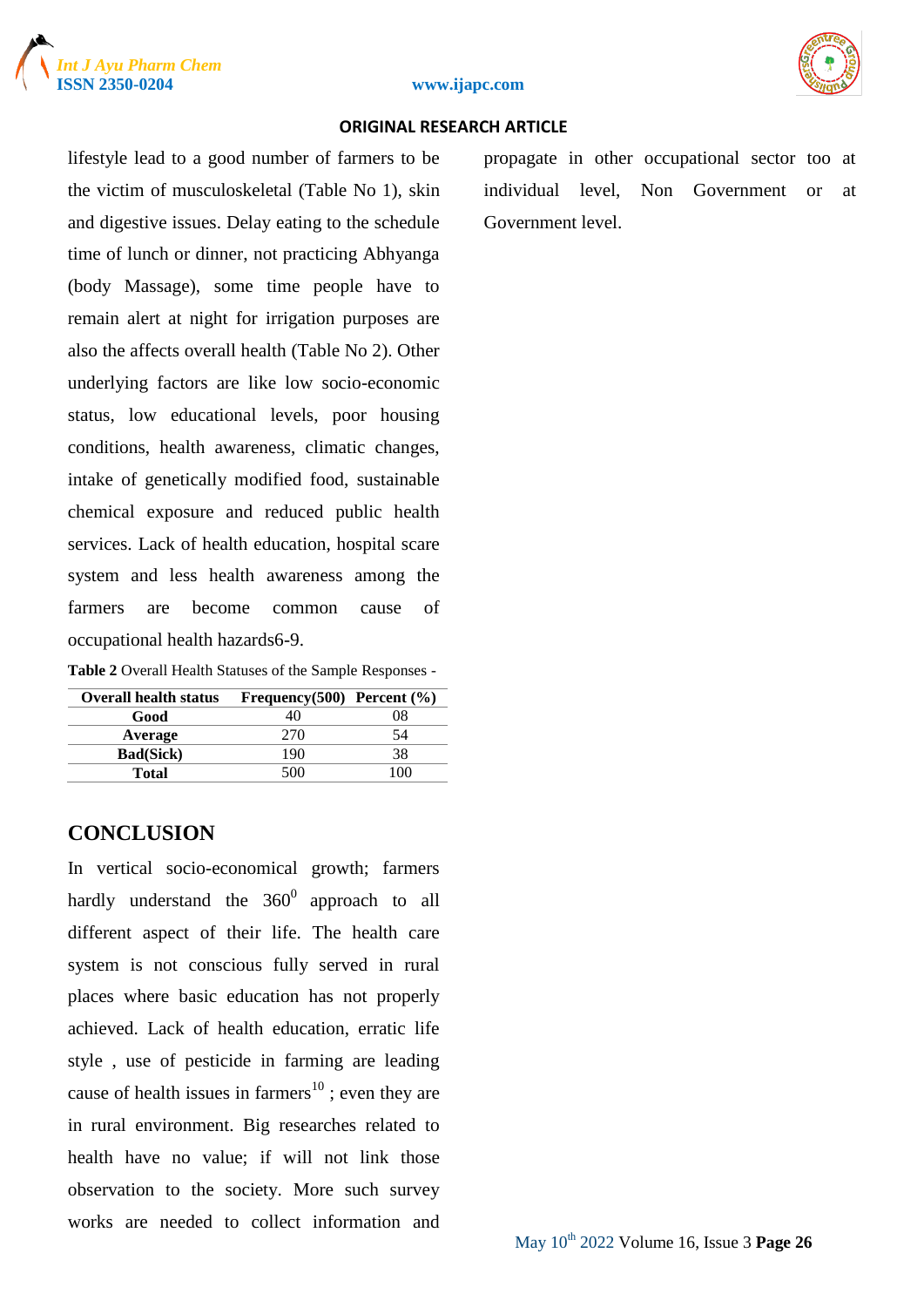lifestyle lead to a good number of farmers to be the victim of musculoskeletal (Table No 1), skin and digestive issues. Delay eating to the schedule time of lunch or dinner, not practicing Abhyanga (body Massage), some time people have to remain alert at night for irrigation purposes are also the affects overall health (Table No 2). Other underlying factors are like low socio-economic status, low educational levels, poor housing conditions, health awareness, climatic changes, intake of genetically modified food, sustainable chemical exposure and reduced public health services. Lack of health education, hospital scare system and less health awareness among the farmers are become common cause of occupational health hazards6-9.

**Table 2** Overall Health Statuses of the Sample Responses -

| Overall health status | Frequency(500) | Percent (%) |
|---|---|---|
| **Good** | 40 | 08 |
| **Average** | 270 | 54 |
| **Bad(Sick)** | 190 | 38 |
| **Total** | 500 | 100 |

## CONCLUSION

In vertical socio-economical growth; farmers hardly understand the $360^0$ approach to all different aspect of their life. The health care system is not conscious fully served in rural places where basic education has not properly achieved. Lack of health education, erratic life style , use of pesticide in farming are leading cause of health issues in farmers[10] ; even they are in rural environment. Big researches related to health have no value; if will not link those observation to the society. More such survey works are needed to collect information and propagate in other occupational sector too at individual level, Non Government or at Government level.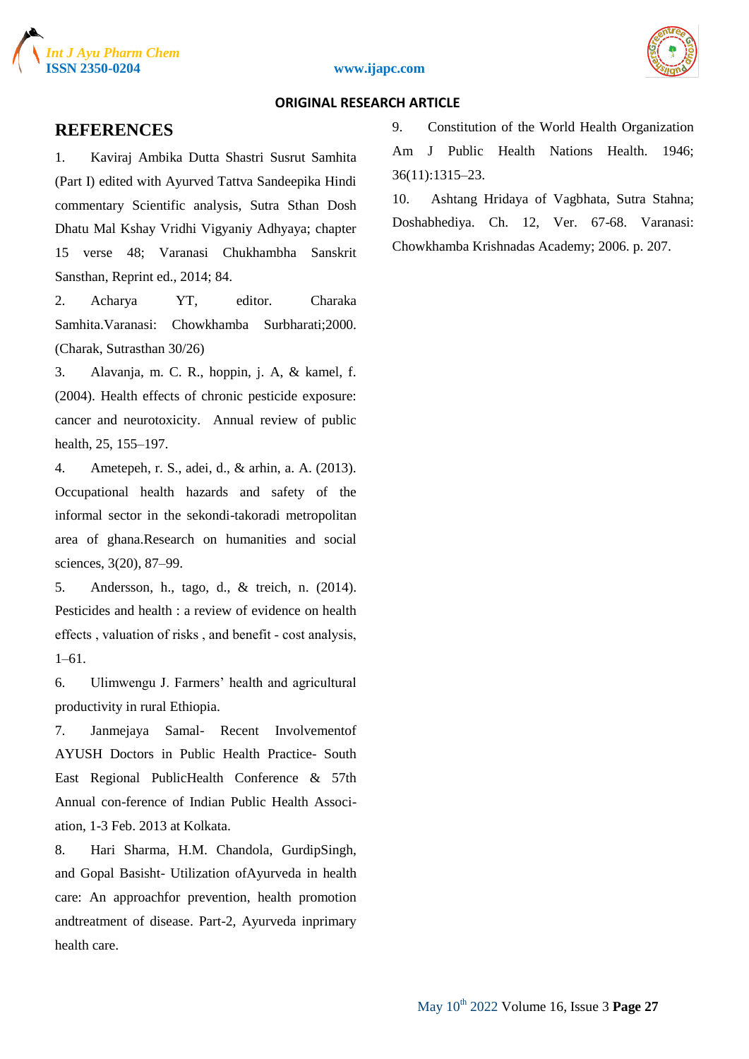## REFERENCES

1. Kaviraj Ambika Dutta Shastri Susrut Samhita (Part I) edited with Ayurved Tattva Sandeepika Hindi commentary Scientific analysis, Sutra Sthan Dosh Dhatu Mal Kshay Vridhi Vigyaniy Adhyaya; chapter 15 verse 48; Varanasi Chukhambha Sanskrit Sansthan, Reprint ed., 2014; 84.
2. Acharya YT, editor. Charaka Samhita.Varanasi: Chowkhamba Surbharati;2000. (Charak, Sutrasthan 30/26)
3. Alavanja, m. C. R., hoppin, j. A, & kamel, f. (2004). Health effects of chronic pesticide exposure: cancer and neurotoxicity. Annual review of public health, 25, 155–197.
4. Ametepeh, r. S., adei, d., & arhin, a. A. (2013). Occupational health hazards and safety of the informal sector in the sekondi-takoradi metropolitan area of ghana.Research on humanities and social sciences, 3(20), 87–99.
5. Andersson, h., tago, d., & treich, n. (2014). Pesticides and health : a review of evidence on health effects , valuation of risks , and benefit - cost analysis, 1–61.
6. Ulimwengu J. Farmers' health and agricultural productivity in rural Ethiopia.
7. Janmejaya Samal- Recent Involvementof AYUSH Doctors in Public Health Practice- South East Regional PublicHealth Conference & 57th Annual con-ference of Indian Public Health Associ-ation, 1-3 Feb. 2013 at Kolkata.
8. Hari Sharma, H.M. Chandola, GurdipSingh, and Gopal Basisht- Utilization ofAyurveda in health care: An approachfor prevention, health promotion andtreatment of disease. Part-2, Ayurveda inprimary health care.
9. Constitution of the World Health Organization Am J Public Health Nations Health. 1946; 36(11):1315–23.
10. Ashtang Hridaya of Vagbhata, Sutra Stahna; Doshabhediya. Ch. 12, Ver. 67-68. Varanasi: Chowkhamba Krishnadas Academy; 2006. p. 207.